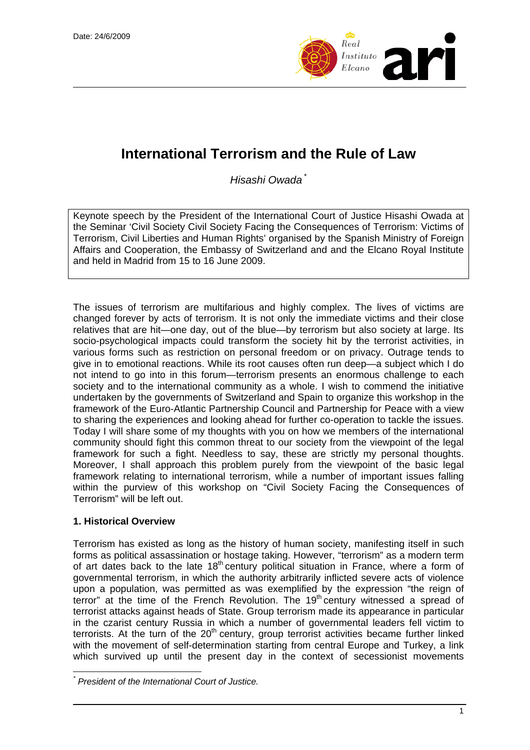Date: 24/6/2009

# International Terrorism and the Rule of Law

*Hisashi Owada* [*]

Keynote speech by the President of the International Court of Justice Hisashi Owada at the Seminar 'Civil Society Civil Society Facing the Consequences of Terrorism: Victims of Terrorism, Civil Liberties and Human Rights' organised by the Spanish Ministry of Foreign Affairs and Cooperation, the Embassy of Switzerland and and the Elcano Royal Institute and held in Madrid from 15 to 16 June 2009.

The issues of terrorism are multifarious and highly complex. The lives of victims are changed forever by acts of terrorism. It is not only the immediate victims and their close relatives that are hit—one day, out of the blue—by terrorism but also society at large. Its socio-psychological impacts could transform the society hit by the terrorist activities, in various forms such as restriction on personal freedom or on privacy. Outrage tends to give in to emotional reactions. While its root causes often run deep—a subject which I do not intend to go into in this forum—terrorism presents an enormous challenge to each society and to the international community as a whole. I wish to commend the initiative undertaken by the governments of Switzerland and Spain to organize this workshop in the framework of the Euro-Atlantic Partnership Council and Partnership for Peace with a view to sharing the experiences and looking ahead for further co-operation to tackle the issues. Today I will share some of my thoughts with you on how we members of the international community should fight this common threat to our society from the viewpoint of the legal framework for such a fight. Needless to say, these are strictly my personal thoughts. Moreover, I shall approach this problem purely from the viewpoint of the basic legal framework relating to international terrorism, while a number of important issues falling within the purview of this workshop on "Civil Society Facing the Consequences of Terrorism" will be left out.

## 1. Historical Overview

Terrorism has existed as long as the history of human society, manifesting itself in such forms as political assassination or hostage taking. However, "terrorism" as a modern term of art dates back to the late 18th century political situation in France, where a form of governmental terrorism, in which the authority arbitrarily inflicted severe acts of violence upon a population, was permitted as was exemplified by the expression "the reign of terror" at the time of the French Revolution. The 19th century witnessed a spread of terrorist attacks against heads of State. Group terrorism made its appearance in particular in the czarist century Russia in which a number of governmental leaders fell victim to terrorists. At the turn of the 20th century, group terrorist activities became further linked with the movement of self-determination starting from central Europe and Turkey, a link which survived up until the present day in the context of secessionist movements

[*] *President of the International Court of Justice.*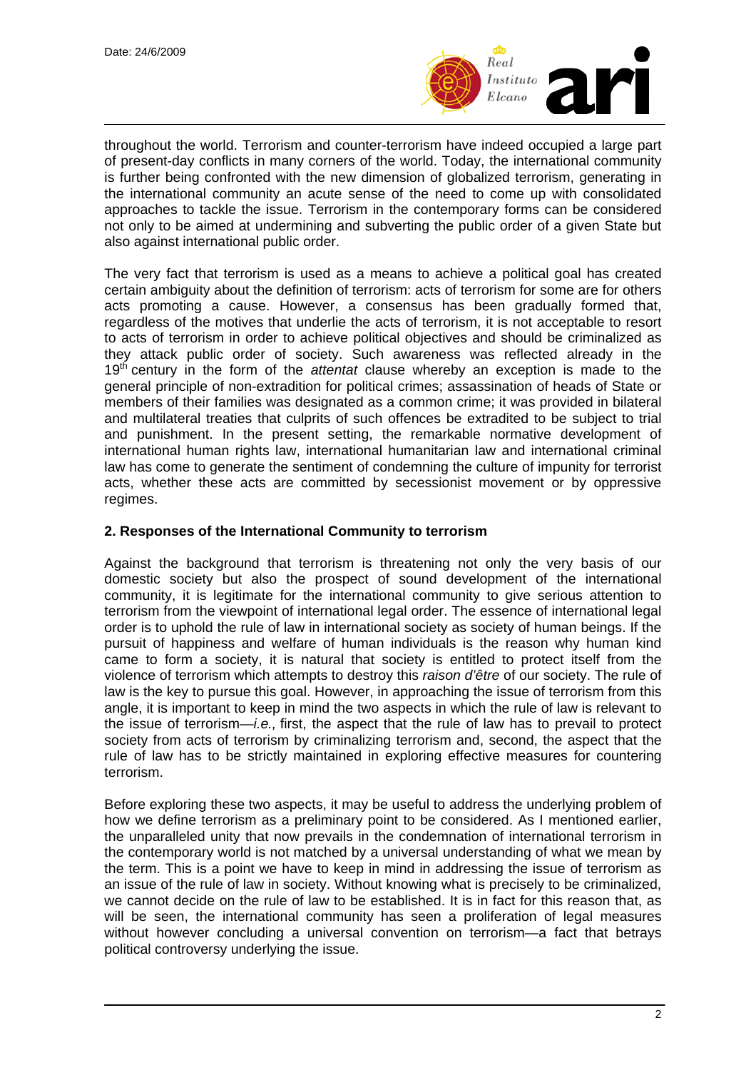throughout the world. Terrorism and counter-terrorism have indeed occupied a large part of present-day conflicts in many corners of the world. Today, the international community is further being confronted with the new dimension of globalized terrorism, generating in the international community an acute sense of the need to come up with consolidated approaches to tackle the issue. Terrorism in the contemporary forms can be considered not only to be aimed at undermining and subverting the public order of a given State but also against international public order.

The very fact that terrorism is used as a means to achieve a political goal has created certain ambiguity about the definition of terrorism: acts of terrorism for some are for others acts promoting a cause. However, a consensus has been gradually formed that, regardless of the motives that underlie the acts of terrorism, it is not acceptable to resort to acts of terrorism in order to achieve political objectives and should be criminalized as they attack public order of society. Such awareness was reflected already in the 19th century in the form of the *attentat* clause whereby an exception is made to the general principle of non-extradition for political crimes; assassination of heads of State or members of their families was designated as a common crime; it was provided in bilateral and multilateral treaties that culprits of such offences be extradited to be subject to trial and punishment. In the present setting, the remarkable normative development of international human rights law, international humanitarian law and international criminal law has come to generate the sentiment of condemning the culture of impunity for terrorist acts, whether these acts are committed by secessionist movement or by oppressive regimes.

### 2. Responses of the International Community to terrorism

Against the background that terrorism is threatening not only the very basis of our domestic society but also the prospect of sound development of the international community, it is legitimate for the international community to give serious attention to terrorism from the viewpoint of international legal order. The essence of international legal order is to uphold the rule of law in international society as society of human beings. If the pursuit of happiness and welfare of human individuals is the reason why human kind came to form a society, it is natural that society is entitled to protect itself from the violence of terrorism which attempts to destroy this *raison d'être* of our society. The rule of law is the key to pursue this goal. However, in approaching the issue of terrorism from this angle, it is important to keep in mind the two aspects in which the rule of law is relevant to the issue of terrorism—*i.e.,* first, the aspect that the rule of law has to prevail to protect society from acts of terrorism by criminalizing terrorism and, second, the aspect that the rule of law has to be strictly maintained in exploring effective measures for countering terrorism.

Before exploring these two aspects, it may be useful to address the underlying problem of how we define terrorism as a preliminary point to be considered. As I mentioned earlier, the unparalleled unity that now prevails in the condemnation of international terrorism in the contemporary world is not matched by a universal understanding of what we mean by the term. This is a point we have to keep in mind in addressing the issue of terrorism as an issue of the rule of law in society. Without knowing what is precisely to be criminalized, we cannot decide on the rule of law to be established. It is in fact for this reason that, as will be seen, the international community has seen a proliferation of legal measures without however concluding a universal convention on terrorism—a fact that betrays political controversy underlying the issue.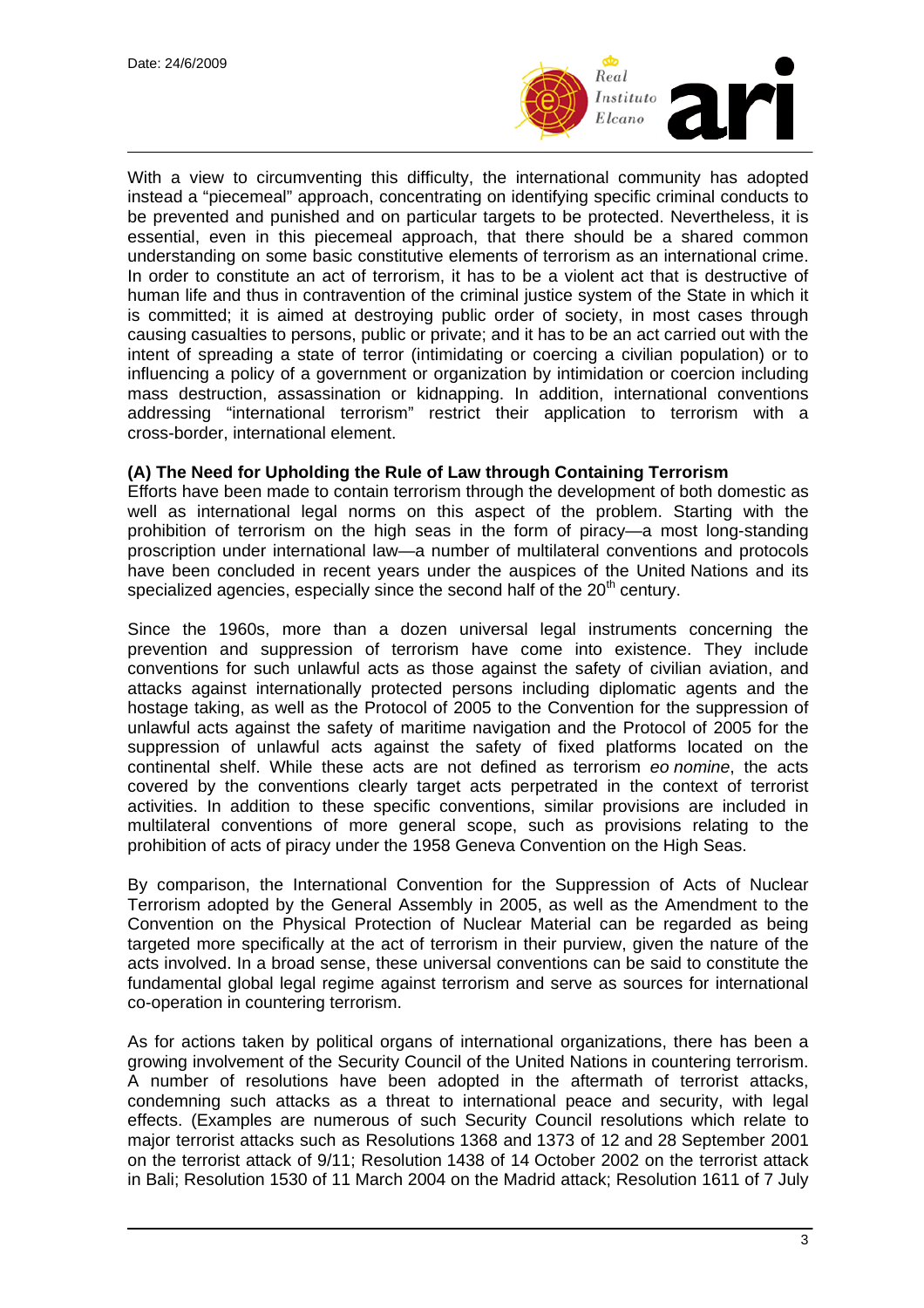With a view to circumventing this difficulty, the international community has adopted instead a "piecemeal" approach, concentrating on identifying specific criminal conducts to be prevented and punished and on particular targets to be protected. Nevertheless, it is essential, even in this piecemeal approach, that there should be a shared common understanding on some basic constitutive elements of terrorism as an international crime. In order to constitute an act of terrorism, it has to be a violent act that is destructive of human life and thus in contravention of the criminal justice system of the State in which it is committed; it is aimed at destroying public order of society, in most cases through causing casualties to persons, public or private; and it has to be an act carried out with the intent of spreading a state of terror (intimidating or coercing a civilian population) or to influencing a policy of a government or organization by intimidation or coercion including mass destruction, assassination or kidnapping. In addition, international conventions addressing "international terrorism" restrict their application to terrorism with a cross-border, international element.

**(A) The Need for Upholding the Rule of Law through Containing Terrorism**

Efforts have been made to contain terrorism through the development of both domestic as well as international legal norms on this aspect of the problem. Starting with the prohibition of terrorism on the high seas in the form of piracy—a most long-standing proscription under international law—a number of multilateral conventions and protocols have been concluded in recent years under the auspices of the United Nations and its specialized agencies, especially since the second half of the 20th century.

Since the 1960s, more than a dozen universal legal instruments concerning the prevention and suppression of terrorism have come into existence. They include conventions for such unlawful acts as those against the safety of civilian aviation, and attacks against internationally protected persons including diplomatic agents and the hostage taking, as well as the Protocol of 2005 to the Convention for the suppression of unlawful acts against the safety of maritime navigation and the Protocol of 2005 for the suppression of unlawful acts against the safety of fixed platforms located on the continental shelf. While these acts are not defined as terrorism *eo nomine*, the acts covered by the conventions clearly target acts perpetrated in the context of terrorist activities. In addition to these specific conventions, similar provisions are included in multilateral conventions of more general scope, such as provisions relating to the prohibition of acts of piracy under the 1958 Geneva Convention on the High Seas.

By comparison, the International Convention for the Suppression of Acts of Nuclear Terrorism adopted by the General Assembly in 2005, as well as the Amendment to the Convention on the Physical Protection of Nuclear Material can be regarded as being targeted more specifically at the act of terrorism in their purview, given the nature of the acts involved. In a broad sense, these universal conventions can be said to constitute the fundamental global legal regime against terrorism and serve as sources for international co-operation in countering terrorism.

As for actions taken by political organs of international organizations, there has been a growing involvement of the Security Council of the United Nations in countering terrorism. A number of resolutions have been adopted in the aftermath of terrorist attacks, condemning such attacks as a threat to international peace and security, with legal effects. (Examples are numerous of such Security Council resolutions which relate to major terrorist attacks such as Resolutions 1368 and 1373 of 12 and 28 September 2001 on the terrorist attack of 9/11; Resolution 1438 of 14 October 2002 on the terrorist attack in Bali; Resolution 1530 of 11 March 2004 on the Madrid attack; Resolution 1611 of 7 July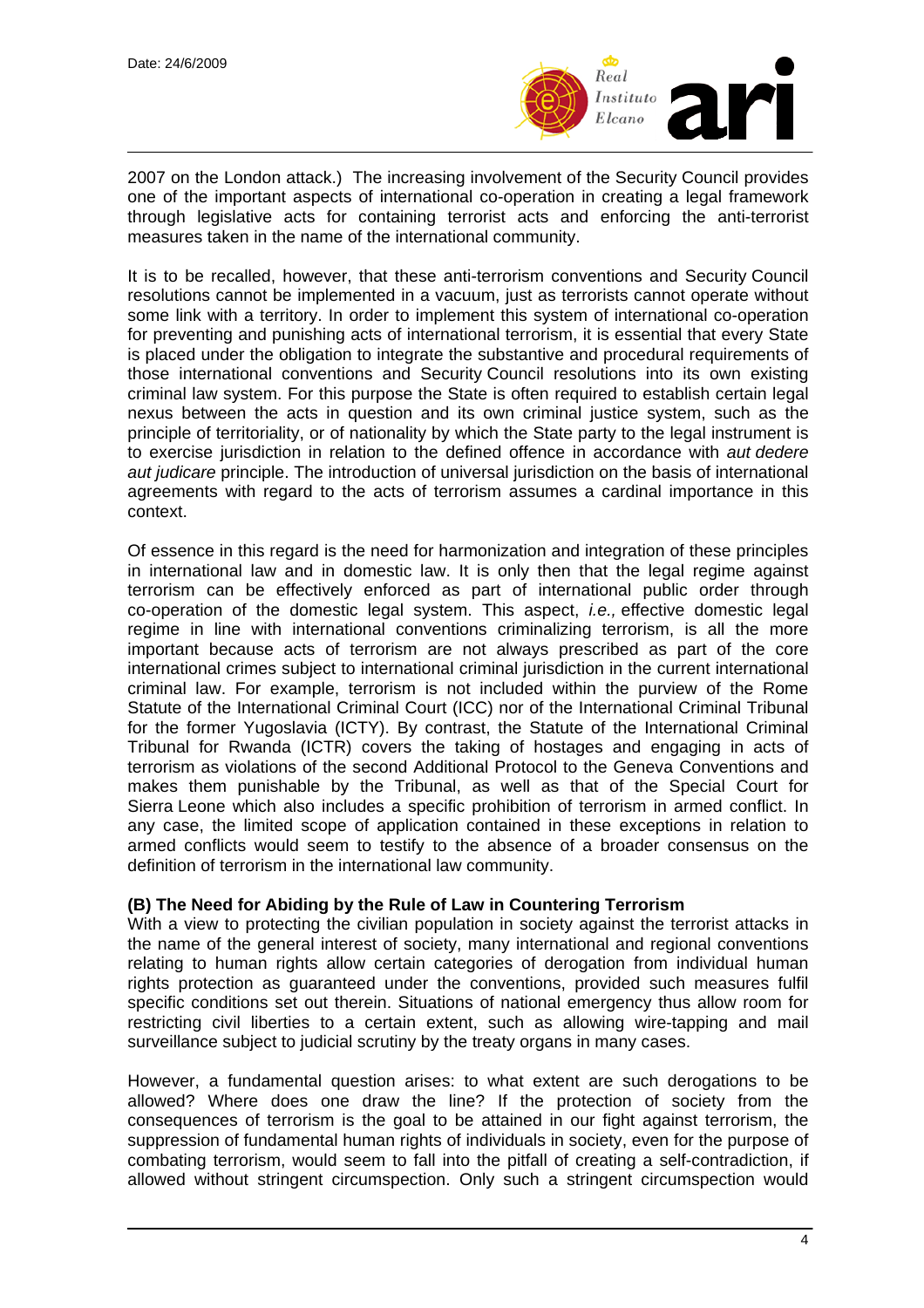2007 on the London attack.) The increasing involvement of the Security Council provides one of the important aspects of international co-operation in creating a legal framework through legislative acts for containing terrorist acts and enforcing the anti-terrorist measures taken in the name of the international community.

It is to be recalled, however, that these anti-terrorism conventions and Security Council resolutions cannot be implemented in a vacuum, just as terrorists cannot operate without some link with a territory. In order to implement this system of international co-operation for preventing and punishing acts of international terrorism, it is essential that every State is placed under the obligation to integrate the substantive and procedural requirements of those international conventions and Security Council resolutions into its own existing criminal law system. For this purpose the State is often required to establish certain legal nexus between the acts in question and its own criminal justice system, such as the principle of territoriality, or of nationality by which the State party to the legal instrument is to exercise jurisdiction in relation to the defined offence in accordance with *aut dedere aut judicare* principle. The introduction of universal jurisdiction on the basis of international agreements with regard to the acts of terrorism assumes a cardinal importance in this context.

Of essence in this regard is the need for harmonization and integration of these principles in international law and in domestic law. It is only then that the legal regime against terrorism can be effectively enforced as part of international public order through co-operation of the domestic legal system. This aspect, *i.e.,* effective domestic legal regime in line with international conventions criminalizing terrorism, is all the more important because acts of terrorism are not always prescribed as part of the core international crimes subject to international criminal jurisdiction in the current international criminal law. For example, terrorism is not included within the purview of the Rome Statute of the International Criminal Court (ICC) nor of the International Criminal Tribunal for the former Yugoslavia (ICTY). By contrast, the Statute of the International Criminal Tribunal for Rwanda (ICTR) covers the taking of hostages and engaging in acts of terrorism as violations of the second Additional Protocol to the Geneva Conventions and makes them punishable by the Tribunal, as well as that of the Special Court for Sierra Leone which also includes a specific prohibition of terrorism in armed conflict. In any case, the limited scope of application contained in these exceptions in relation to armed conflicts would seem to testify to the absence of a broader consensus on the definition of terrorism in the international law community.

**(B) The Need for Abiding by the Rule of Law in Countering Terrorism**

With a view to protecting the civilian population in society against the terrorist attacks in the name of the general interest of society, many international and regional conventions relating to human rights allow certain categories of derogation from individual human rights protection as guaranteed under the conventions, provided such measures fulfil specific conditions set out therein. Situations of national emergency thus allow room for restricting civil liberties to a certain extent, such as allowing wire-tapping and mail surveillance subject to judicial scrutiny by the treaty organs in many cases.

However, a fundamental question arises: to what extent are such derogations to be allowed? Where does one draw the line? If the protection of society from the consequences of terrorism is the goal to be attained in our fight against terrorism, the suppression of fundamental human rights of individuals in society, even for the purpose of combating terrorism, would seem to fall into the pitfall of creating a self-contradiction, if allowed without stringent circumspection. Only such a stringent circumspection would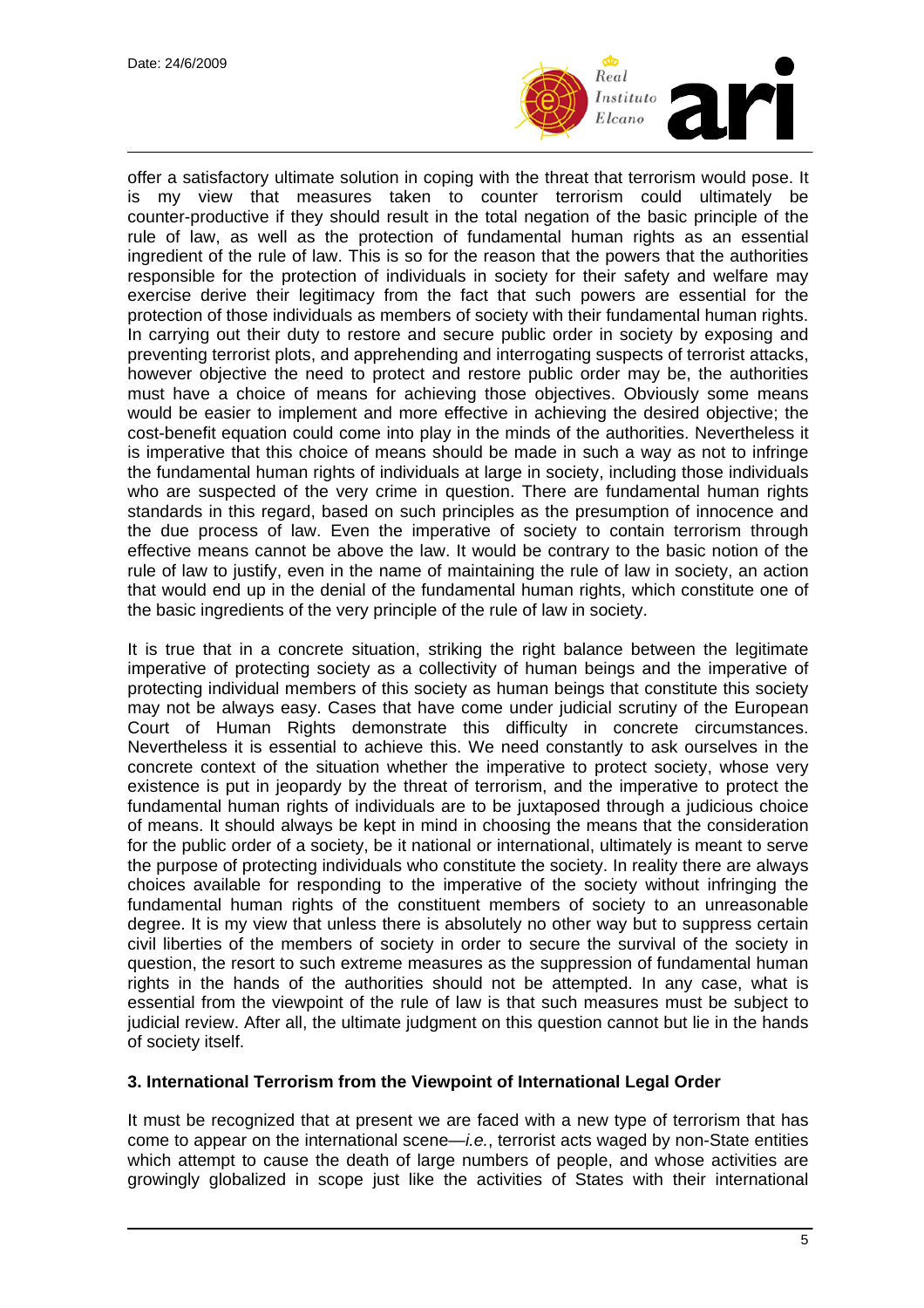offer a satisfactory ultimate solution in coping with the threat that terrorism would pose. It is my view that measures taken to counter terrorism could ultimately be counter-productive if they should result in the total negation of the basic principle of the rule of law, as well as the protection of fundamental human rights as an essential ingredient of the rule of law. This is so for the reason that the powers that the authorities responsible for the protection of individuals in society for their safety and welfare may exercise derive their legitimacy from the fact that such powers are essential for the protection of those individuals as members of society with their fundamental human rights. In carrying out their duty to restore and secure public order in society by exposing and preventing terrorist plots, and apprehending and interrogating suspects of terrorist attacks, however objective the need to protect and restore public order may be, the authorities must have a choice of means for achieving those objectives. Obviously some means would be easier to implement and more effective in achieving the desired objective; the cost-benefit equation could come into play in the minds of the authorities. Nevertheless it is imperative that this choice of means should be made in such a way as not to infringe the fundamental human rights of individuals at large in society, including those individuals who are suspected of the very crime in question. There are fundamental human rights standards in this regard, based on such principles as the presumption of innocence and the due process of law. Even the imperative of society to contain terrorism through effective means cannot be above the law. It would be contrary to the basic notion of the rule of law to justify, even in the name of maintaining the rule of law in society, an action that would end up in the denial of the fundamental human rights, which constitute one of the basic ingredients of the very principle of the rule of law in society.

It is true that in a concrete situation, striking the right balance between the legitimate imperative of protecting society as a collectivity of human beings and the imperative of protecting individual members of this society as human beings that constitute this society may not be always easy. Cases that have come under judicial scrutiny of the European Court of Human Rights demonstrate this difficulty in concrete circumstances. Nevertheless it is essential to achieve this. We need constantly to ask ourselves in the concrete context of the situation whether the imperative to protect society, whose very existence is put in jeopardy by the threat of terrorism, and the imperative to protect the fundamental human rights of individuals are to be juxtaposed through a judicious choice of means. It should always be kept in mind in choosing the means that the consideration for the public order of a society, be it national or international, ultimately is meant to serve the purpose of protecting individuals who constitute the society. In reality there are always choices available for responding to the imperative of the society without infringing the fundamental human rights of the constituent members of society to an unreasonable degree. It is my view that unless there is absolutely no other way but to suppress certain civil liberties of the members of society in order to secure the survival of the society in question, the resort to such extreme measures as the suppression of fundamental human rights in the hands of the authorities should not be attempted. In any case, what is essential from the viewpoint of the rule of law is that such measures must be subject to judicial review. After all, the ultimate judgment on this question cannot but lie in the hands of society itself.

### 3. International Terrorism from the Viewpoint of International Legal Order

It must be recognized that at present we are faced with a new type of terrorism that has come to appear on the international scene—*i.e.*, terrorist acts waged by non-State entities which attempt to cause the death of large numbers of people, and whose activities are growingly globalized in scope just like the activities of States with their international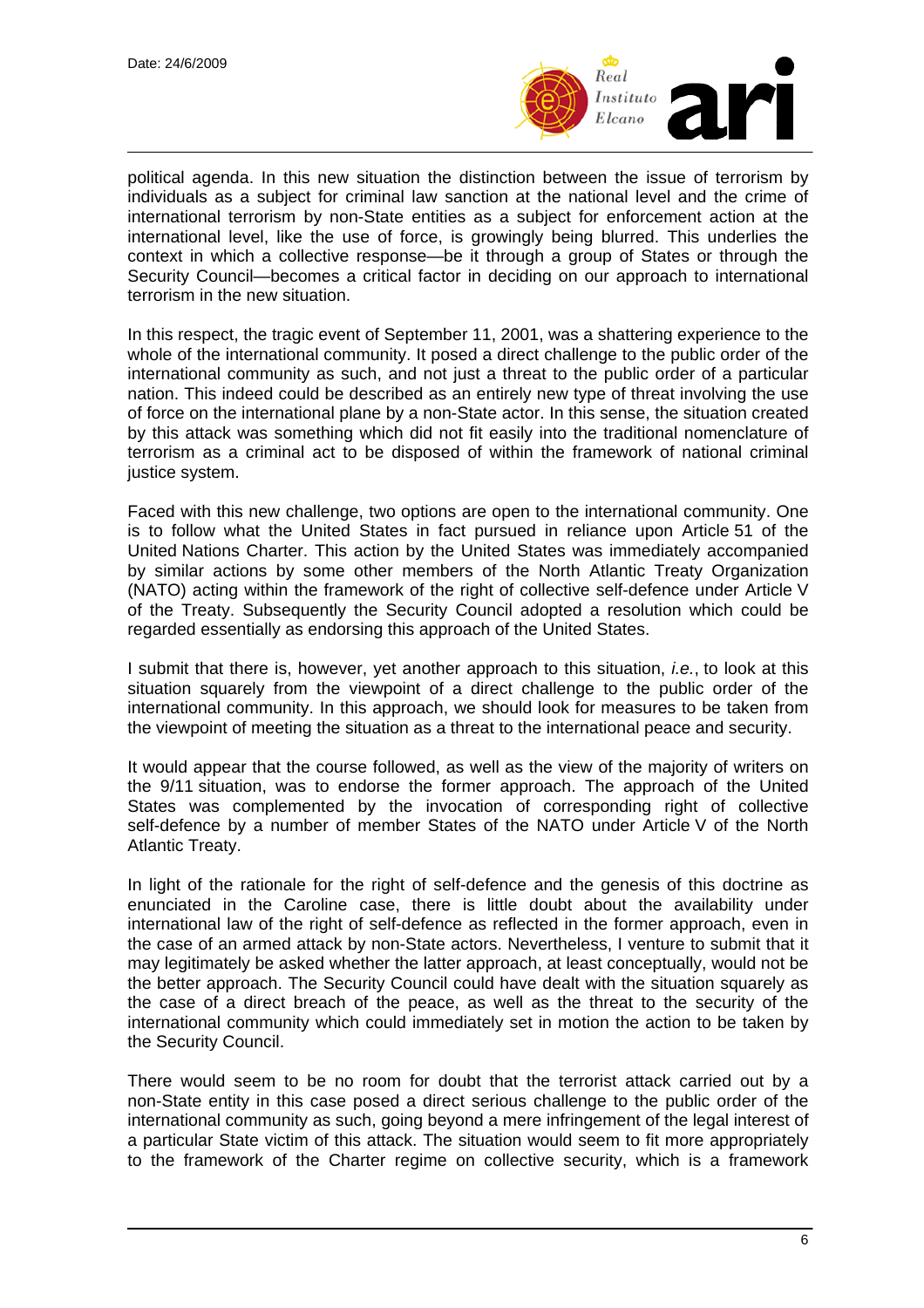political agenda. In this new situation the distinction between the issue of terrorism by individuals as a subject for criminal law sanction at the national level and the crime of international terrorism by non-State entities as a subject for enforcement action at the international level, like the use of force, is growingly being blurred. This underlies the context in which a collective response—be it through a group of States or through the Security Council—becomes a critical factor in deciding on our approach to international terrorism in the new situation.

In this respect, the tragic event of September 11, 2001, was a shattering experience to the whole of the international community. It posed a direct challenge to the public order of the international community as such, and not just a threat to the public order of a particular nation. This indeed could be described as an entirely new type of threat involving the use of force on the international plane by a non-State actor. In this sense, the situation created by this attack was something which did not fit easily into the traditional nomenclature of terrorism as a criminal act to be disposed of within the framework of national criminal justice system.

Faced with this new challenge, two options are open to the international community. One is to follow what the United States in fact pursued in reliance upon Article 51 of the United Nations Charter. This action by the United States was immediately accompanied by similar actions by some other members of the North Atlantic Treaty Organization (NATO) acting within the framework of the right of collective self-defence under Article V of the Treaty. Subsequently the Security Council adopted a resolution which could be regarded essentially as endorsing this approach of the United States.

I submit that there is, however, yet another approach to this situation, *i.e.*, to look at this situation squarely from the viewpoint of a direct challenge to the public order of the international community. In this approach, we should look for measures to be taken from the viewpoint of meeting the situation as a threat to the international peace and security.

It would appear that the course followed, as well as the view of the majority of writers on the 9/11 situation, was to endorse the former approach. The approach of the United States was complemented by the invocation of corresponding right of collective self-defence by a number of member States of the NATO under Article V of the North Atlantic Treaty.

In light of the rationale for the right of self-defence and the genesis of this doctrine as enunciated in the Caroline case, there is little doubt about the availability under international law of the right of self-defence as reflected in the former approach, even in the case of an armed attack by non-State actors. Nevertheless, I venture to submit that it may legitimately be asked whether the latter approach, at least conceptually, would not be the better approach. The Security Council could have dealt with the situation squarely as the case of a direct breach of the peace, as well as the threat to the security of the international community which could immediately set in motion the action to be taken by the Security Council.

There would seem to be no room for doubt that the terrorist attack carried out by a non-State entity in this case posed a direct serious challenge to the public order of the international community as such, going beyond a mere infringement of the legal interest of a particular State victim of this attack. The situation would seem to fit more appropriately to the framework of the Charter regime on collective security, which is a framework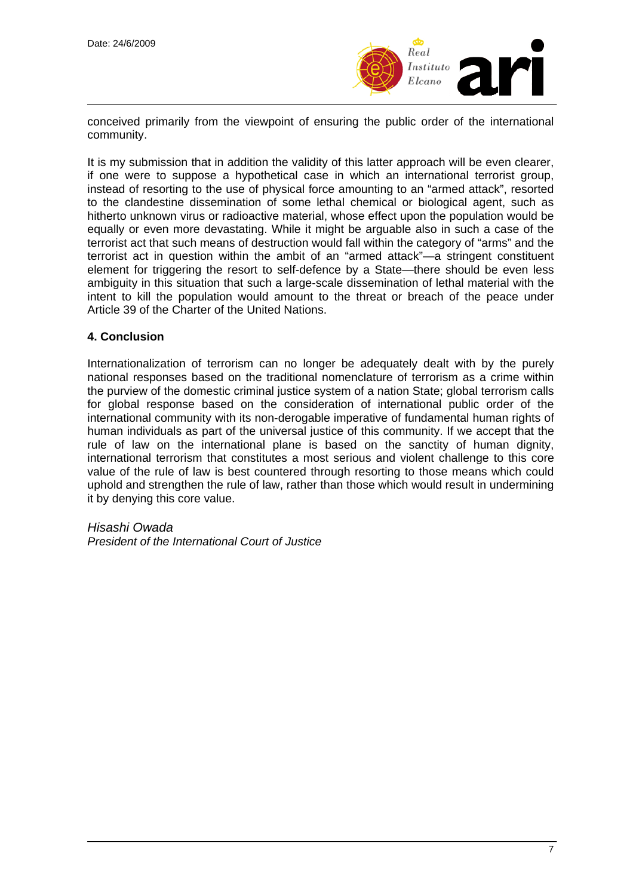conceived primarily from the viewpoint of ensuring the public order of the international community.

It is my submission that in addition the validity of this latter approach will be even clearer, if one were to suppose a hypothetical case in which an international terrorist group, instead of resorting to the use of physical force amounting to an "armed attack", resorted to the clandestine dissemination of some lethal chemical or biological agent, such as hitherto unknown virus or radioactive material, whose effect upon the population would be equally or even more devastating. While it might be arguable also in such a case of the terrorist act that such means of destruction would fall within the category of "arms" and the terrorist act in question within the ambit of an "armed attack"—a stringent constituent element for triggering the resort to self-defence by a State—there should be even less ambiguity in this situation that such a large-scale dissemination of lethal material with the intent to kill the population would amount to the threat or breach of the peace under Article 39 of the Charter of the United Nations.

### 4. Conclusion

Internationalization of terrorism can no longer be adequately dealt with by the purely national responses based on the traditional nomenclature of terrorism as a crime within the purview of the domestic criminal justice system of a nation State; global terrorism calls for global response based on the consideration of international public order of the international community with its non-derogable imperative of fundamental human rights of human individuals as part of the universal justice of this community. If we accept that the rule of law on the international plane is based on the sanctity of human dignity, international terrorism that constitutes a most serious and violent challenge to this core value of the rule of law is best countered through resorting to those means which could uphold and strengthen the rule of law, rather than those which would result in undermining it by denying this core value.

*Hisashi Owada*
*President of the International Court of Justice*